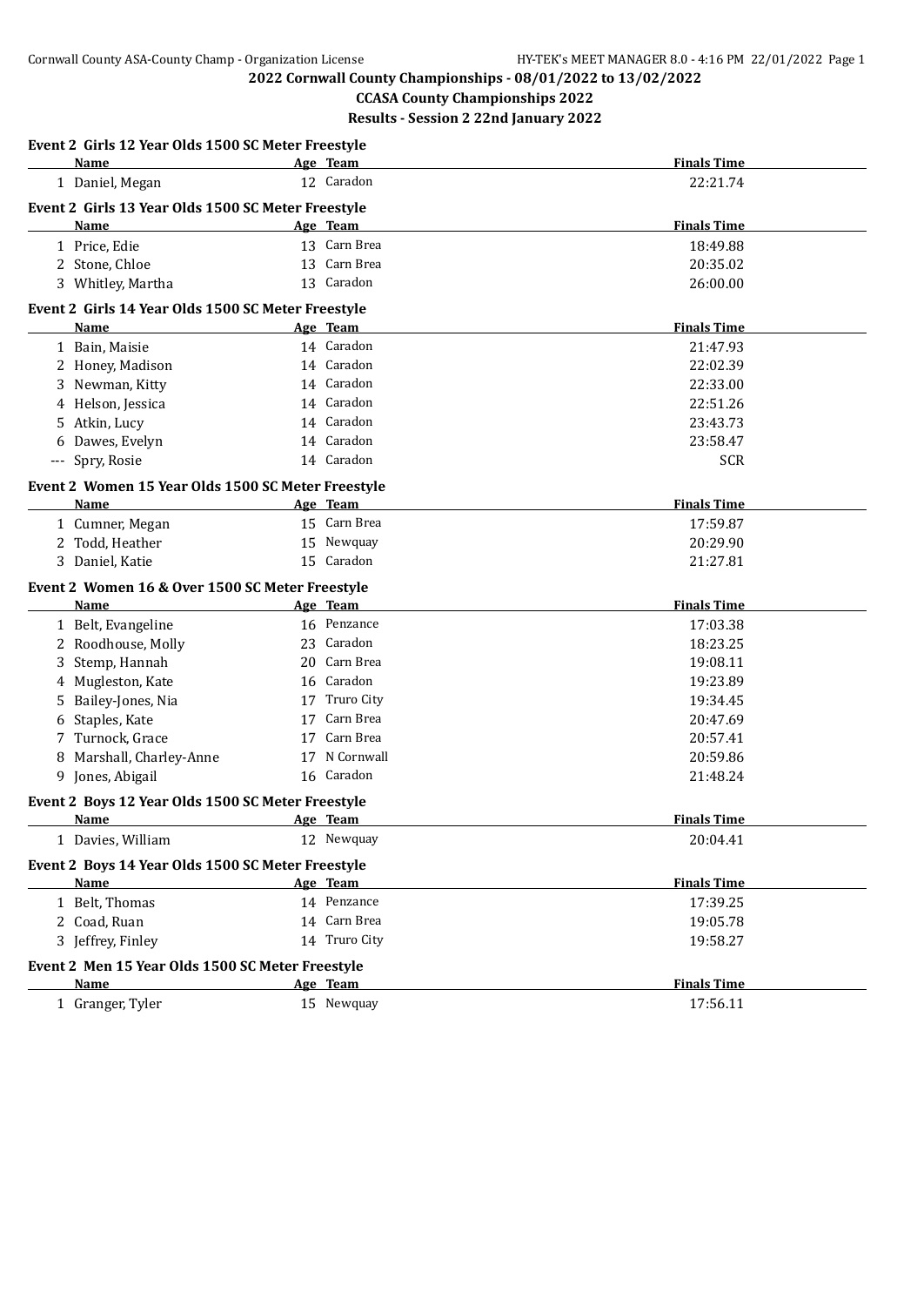# 2022 Cornwall County Championships - 08/01/2022 to 13/02/2022

## CCASA County Championships 2022

### Results - Session 2 22nd January 2022

**Event 2 Girls 12 Year Olds 1500 SC Meter Freestyle**

| | Name | Age | Team | Finals Time |
|---|---|---|---|---|
| 1 | Daniel, Megan | 12 | Caradon | 22:21.74 |

**Event 2 Girls 13 Year Olds 1500 SC Meter Freestyle**

| | Name | Age | Team | Finals Time |
|---|---|---|---|---|
| 1 | Price, Edie | 13 | Carn Brea | 18:49.88 |
| 2 | Stone, Chloe | 13 | Carn Brea | 20:35.02 |
| 3 | Whitley, Martha | 13 | Caradon | 26:00.00 |

**Event 2 Girls 14 Year Olds 1500 SC Meter Freestyle**

| | Name | Age | Team | Finals Time |
|---|---|---|---|---|
| 1 | Bain, Maisie | 14 | Caradon | 21:47.93 |
| 2 | Honey, Madison | 14 | Caradon | 22:02.39 |
| 3 | Newman, Kitty | 14 | Caradon | 22:33.00 |
| 4 | Helson, Jessica | 14 | Caradon | 22:51.26 |
| 5 | Atkin, Lucy | 14 | Caradon | 23:43.73 |
| 6 | Dawes, Evelyn | 14 | Caradon | 23:58.47 |
| --- | Spry, Rosie | 14 | Caradon | SCR |

**Event 2 Women 15 Year Olds 1500 SC Meter Freestyle**

| | Name | Age | Team | Finals Time |
|---|---|---|---|---|
| 1 | Cumner, Megan | 15 | Carn Brea | 17:59.87 |
| 2 | Todd, Heather | 15 | Newquay | 20:29.90 |
| 3 | Daniel, Katie | 15 | Caradon | 21:27.81 |

**Event 2 Women 16 & Over 1500 SC Meter Freestyle**

| | Name | Age | Team | Finals Time |
|---|---|---|---|---|
| 1 | Belt, Evangeline | 16 | Penzance | 17:03.38 |
| 2 | Roodhouse, Molly | 23 | Caradon | 18:23.25 |
| 3 | Stemp, Hannah | 20 | Carn Brea | 19:08.11 |
| 4 | Mugleston, Kate | 16 | Caradon | 19:23.89 |
| 5 | Bailey-Jones, Nia | 17 | Truro City | 19:34.45 |
| 6 | Staples, Kate | 17 | Carn Brea | 20:47.69 |
| 7 | Turnock, Grace | 17 | Carn Brea | 20:57.41 |
| 8 | Marshall, Charley-Anne | 17 | N Cornwall | 20:59.86 |
| 9 | Jones, Abigail | 16 | Caradon | 21:48.24 |

**Event 2 Boys 12 Year Olds 1500 SC Meter Freestyle**

| | Name | Age | Team | Finals Time |
|---|---|---|---|---|
| 1 | Davies, William | 12 | Newquay | 20:04.41 |

**Event 2 Boys 14 Year Olds 1500 SC Meter Freestyle**

| | Name | Age | Team | Finals Time |
|---|---|---|---|---|
| 1 | Belt, Thomas | 14 | Penzance | 17:39.25 |
| 2 | Coad, Ruan | 14 | Carn Brea | 19:05.78 |
| 3 | Jeffrey, Finley | 14 | Truro City | 19:58.27 |

**Event 2 Men 15 Year Olds 1500 SC Meter Freestyle**

| | Name | Age | Team | Finals Time |
|---|---|---|---|---|
| 1 | Granger, Tyler | 15 | Newquay | 17:56.11 |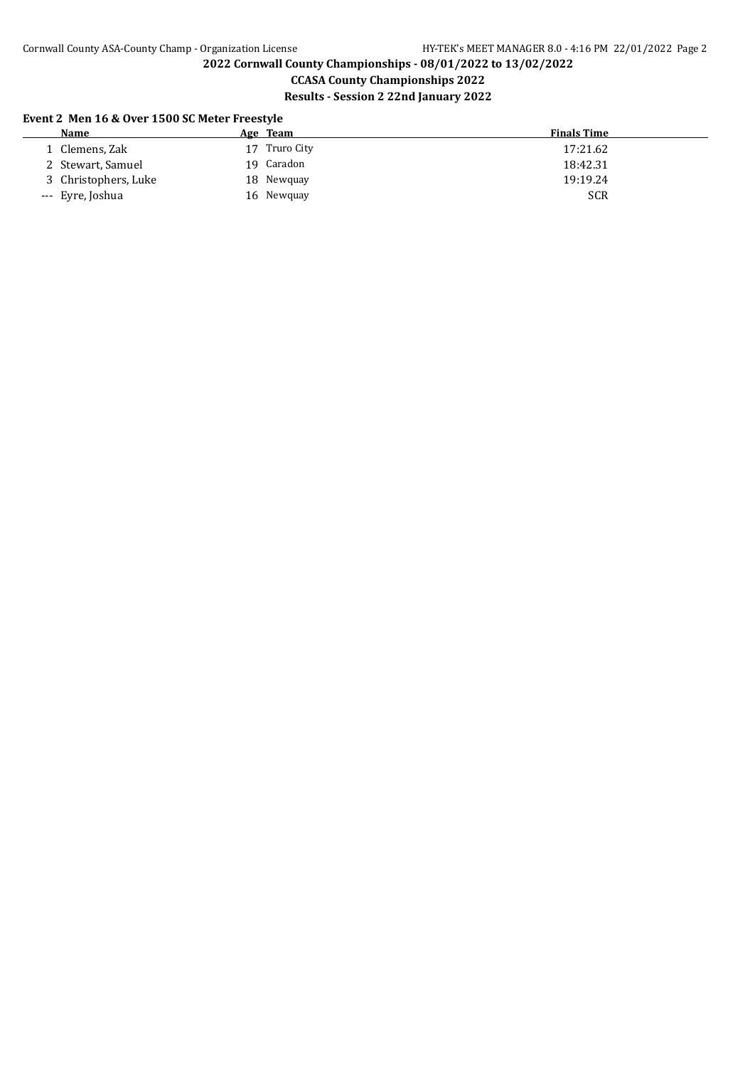## 2022 Cornwall County Championships - 08/01/2022 to 13/02/2022

### CCASA County Championships 2022

### Results - Session 2 22nd January 2022

**Event 2 Men 16 & Over 1500 SC Meter Freestyle**

| | Name | Age | Team | Finals Time |
|---|---|---|---|---|
| 1 | Clemens, Zak | 17 | Truro City | 17:21.62 |
| 2 | Stewart, Samuel | 19 | Caradon | 18:42.31 |
| 3 | Christophers, Luke | 18 | Newquay | 19:19.24 |
| --- | Eyre, Joshua | 16 | Newquay | SCR |